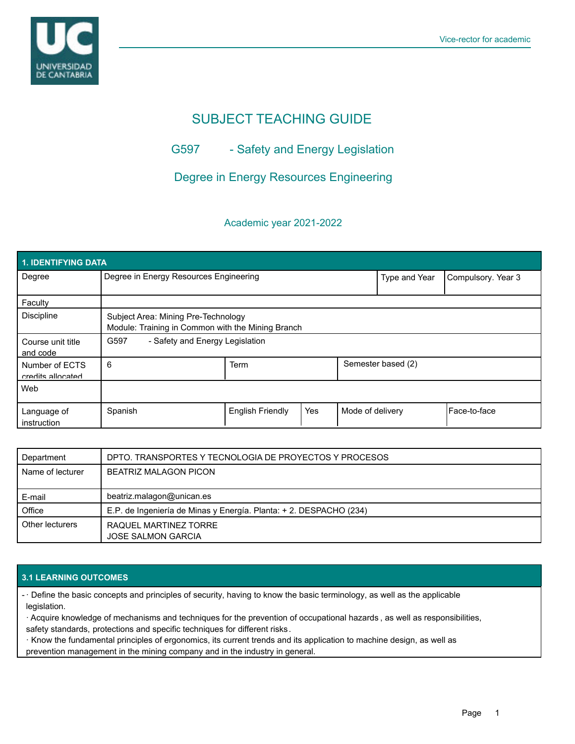# SUBJECT TEACHING GUIDE

## G597 - Safety and Energy Legislation

## Degree in Energy Resources Engineering

### Academic year 2021-2022

| 1. IDENTIFYING DATA | | | | | |
|---|---|---|---|---|---|
| Degree | Degree in Energy Resources Engineering | | | Type and Year | Compulsory. Year 3 |
| Faculty | | | | | |
| Discipline | Subject Area: Mining Pre-Technology<br>Module: Training in Common with the Mining Branch | | | | |
| Course unit title and code | G597 - Safety and Energy Legislation | | | | |
| Number of ECTS credits allocated | 6 | Term | | Semester based (2) | |
| Web | | | | | |
| Language of instruction | Spanish | English Friendly | Yes | Mode of delivery | Face-to-face |

| | |
|---|---|
| Department | DPTO. TRANSPORTES Y TECNOLOGIA DE PROYECTOS Y PROCESOS |
| Name of lecturer | BEATRIZ MALAGON PICON |
| E-mail | beatriz.malagon@unican.es |
| Office | E.P. de Ingeniería de Minas y Energía. Planta: + 2. DESPACHO (234) |
| Other lecturers | RAQUEL MARTINEZ TORRE<br>JOSE SALMON GARCIA |

### 3.1 LEARNING OUTCOMES

- · Define the basic concepts and principles of security, having to know the basic terminology, as well as the applicable legislation.
  · Acquire knowledge of mechanisms and techniques for the prevention of occupational hazards, as well as responsibilities, safety standards, protections and specific techniques for different risks.
  · Know the fundamental principles of ergonomics, its current trends and its application to machine design, as well as prevention management in the mining company and in the industry in general.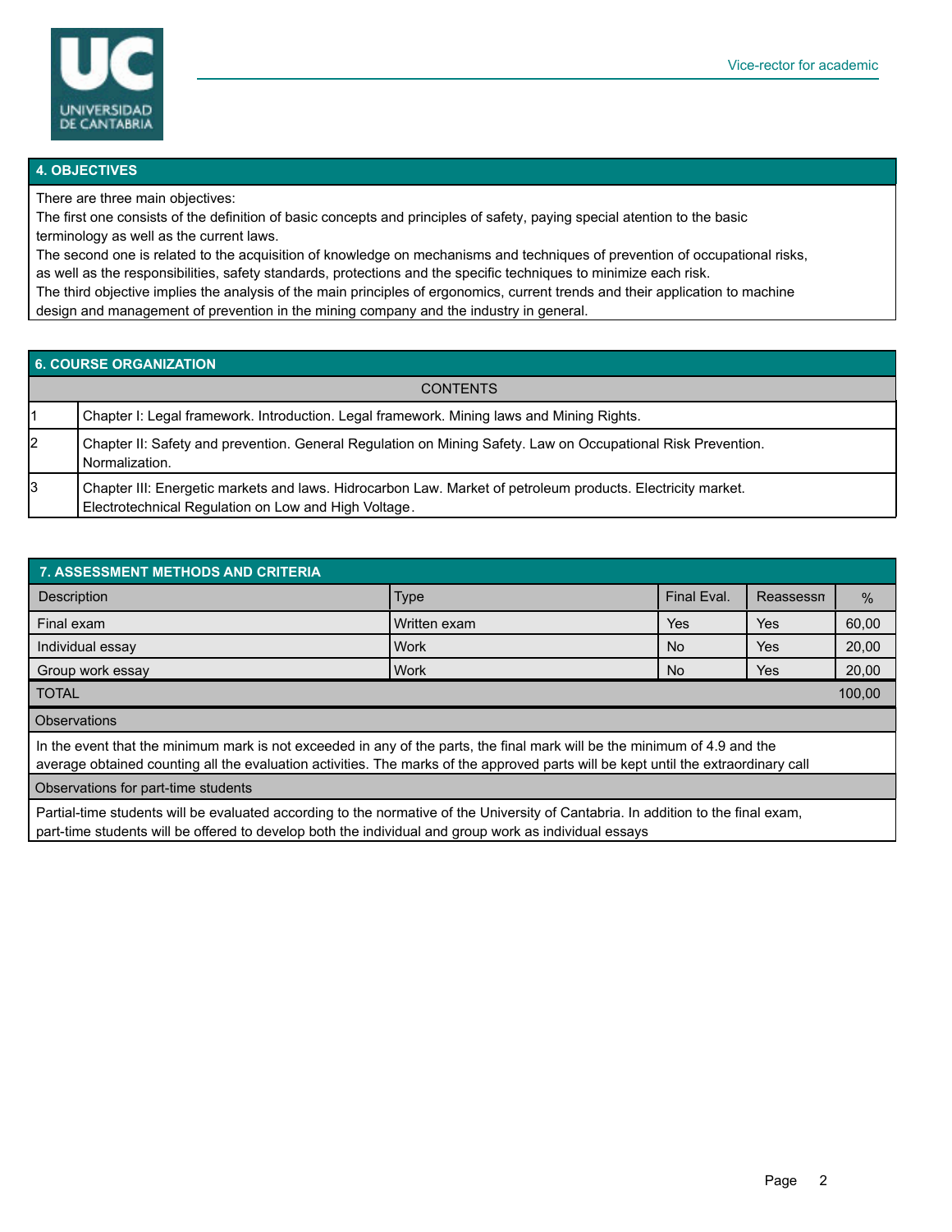## 4. OBJECTIVES

There are three main objectives:

The first one consists of the definition of basic concepts and principles of safety, paying special atention to the basic terminology as well as the current laws.

The second one is related to the acquisition of knowledge on mechanisms and techniques of prevention of occupational risks, as well as the responsibilities, safety standards, protections and the specific techniques to minimize each risk.

The third objective implies the analysis of the main principles of ergonomics, current trends and their application to machine design and management of prevention in the mining company and the industry in general.

## 6. COURSE ORGANIZATION

| | CONTENTS |
|---|---|
| 1 | Chapter I: Legal framework. Introduction. Legal framework. Mining laws and Mining Rights. |
| 2 | Chapter II: Safety and prevention. General Regulation on Mining Safety. Law on Occupational Risk Prevention. Normalization. |
| 3 | Chapter III: Energetic markets and laws. Hidrocarbon Law. Market of petroleum products. Electricity market. Electrotechnical Regulation on Low and High Voltage. |

## 7. ASSESSMENT METHODS AND CRITERIA

| Description | Type | Final Eval. | Reassessn | % |
|---|---|---|---|---|
| Final exam | Written exam | Yes | Yes | 60,00 |
| Individual essay | Work | No | Yes | 20,00 |
| Group work essay | Work | No | Yes | 20,00 |
| TOTAL | | | | 100,00 |

**Observations**

In the event that the minimum mark is not exceeded in any of the parts, the final mark will be the minimum of 4.9 and the average obtained counting all the evaluation activities. The marks of the approved parts will be kept until the extraordinary call

**Observations for part-time students**

Partial-time students will be evaluated according to the normative of the University of Cantabria. In addition to the final exam, part-time students will be offered to develop both the individual and group work as individual essays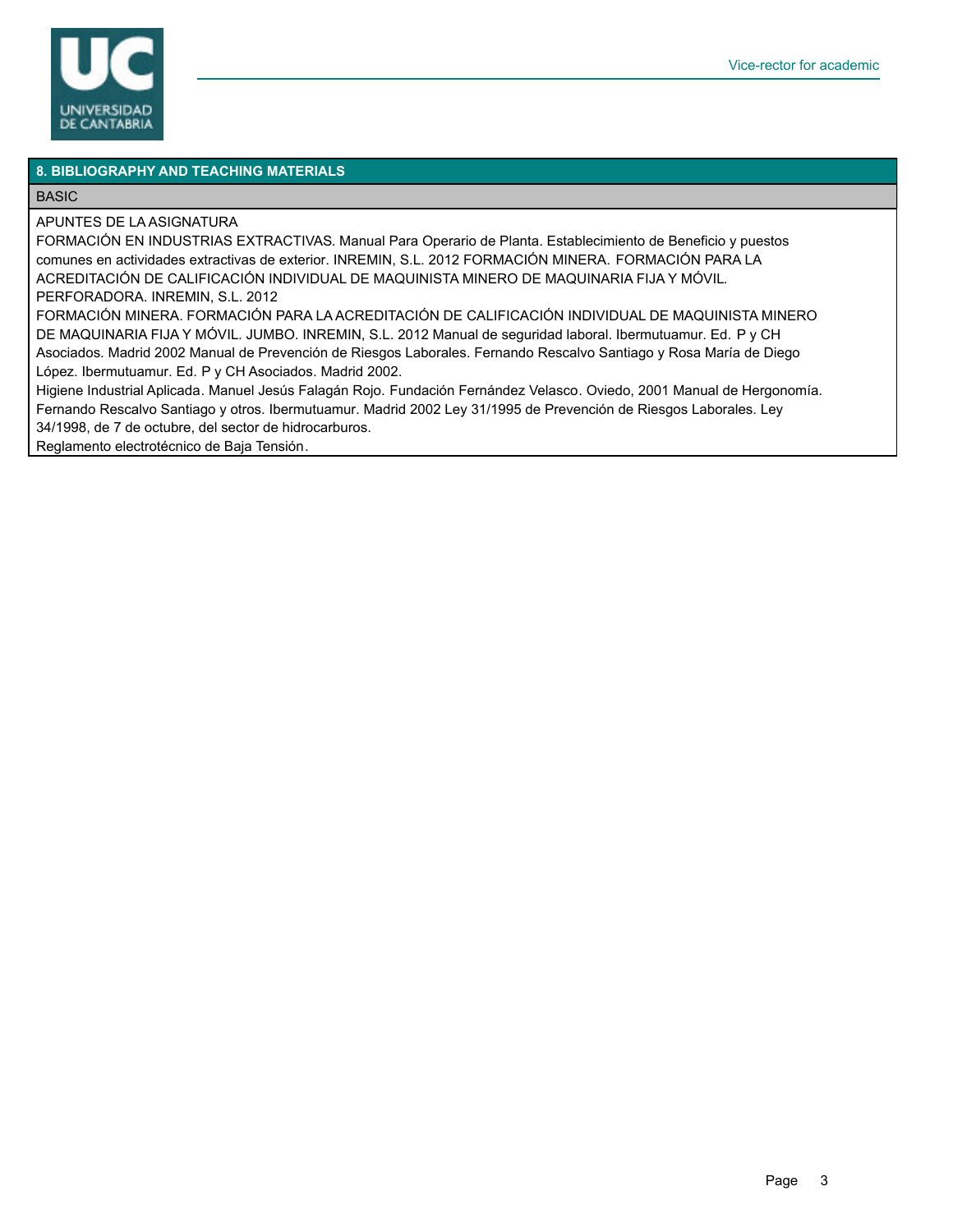## 8. BIBLIOGRAPHY AND TEACHING MATERIALS

### BASIC

APUNTES DE LA ASIGNATURA
FORMACIÓN EN INDUSTRIAS EXTRACTIVAS. Manual Para Operario de Planta. Establecimiento de Beneficio y puestos comunes en actividades extractivas de exterior. INREMIN, S.L. 2012 FORMACIÓN MINERA. FORMACIÓN PARA LA ACREDITACIÓN DE CALIFICACIÓN INDIVIDUAL DE MAQUINISTA MINERO DE MAQUINARIA FIJA Y MÓVIL. PERFORADORA. INREMIN, S.L. 2012
FORMACIÓN MINERA. FORMACIÓN PARA LA ACREDITACIÓN DE CALIFICACIÓN INDIVIDUAL DE MAQUINISTA MINERO DE MAQUINARIA FIJA Y MÓVIL. JUMBO. INREMIN, S.L. 2012 Manual de seguridad laboral. Ibermutuamur. Ed. P y CH Asociados. Madrid 2002 Manual de Prevención de Riesgos Laborales. Fernando Rescalvo Santiago y Rosa María de Diego López. Ibermutuamur. Ed. P y CH Asociados. Madrid 2002.
Higiene Industrial Aplicada. Manuel Jesús Falagán Rojo. Fundación Fernández Velasco. Oviedo, 2001 Manual de Hergonomía. Fernando Rescalvo Santiago y otros. Ibermutuamur. Madrid 2002 Ley 31/1995 de Prevención de Riesgos Laborales. Ley 34/1998, de 7 de octubre, del sector de hidrocarburos.
Reglamento electrotécnico de Baja Tensión.